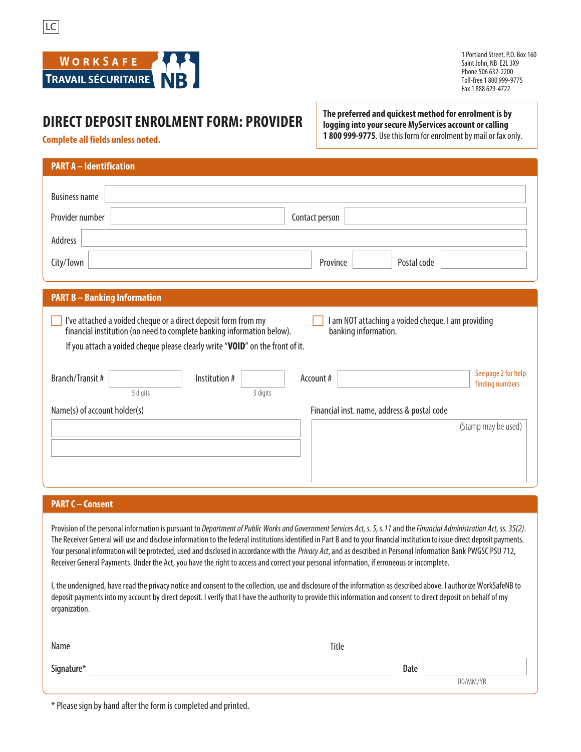LC

WORKSAFE TRAVAIL SÉCURITAIRE NB

1 Portland Street, P.O. Box 160
Saint John, NB E2L 3X9
Phone 506 632-2200
Toll-free 1 800 999-9775
Fax 1 888 629-4722

# DIRECT DEPOSIT ENROLMENT FORM: PROVIDER

**Complete all fields unless noted.**

**The preferred and quickest method for enrolment is by logging into your secure MyServices account or calling 1 800 999-9775**. Use this form for enrolment by mail or fax only.

## PART A – Identification

Business name

Provider number | Contact person

Address

City/Town | Province | Postal code

## PART B – Banking Information

☐ I've attached a voided cheque or a direct deposit form from my financial institution (no need to complete banking information below).

If you attach a voided cheque please clearly write "**VOID**" on the front of it.

☐ I am NOT attaching a voided cheque. I am providing banking information.

Branch/Transit # (5 digits) | Institution # (3 digits) | Account #

See page 2 for help finding numbers

Name(s) of account holder(s)

Financial inst. name, address & postal code (Stamp may be used)

## PART C – Consent

Provision of the personal information is pursuant to *Department of Public Works and Government Services Act, s. 5, s.11* and the *Financial Administration Act, ss. 35(2)*. The Receiver General will use and disclose information to the federal institutions identified in Part B and to your financial institution to issue direct deposit payments. Your personal information will be protected, used and disclosed in accordance with the *Privacy Act*, and as described in Personal Information Bank PWGSC PSU 712, Receiver General Payments. Under the Act, you have the right to access and correct your personal information, if erroneous or incomplete.

I, the undersigned, have read the privacy notice and consent to the collection, use and disclosure of the information as described above. I authorize WorkSafeNB to deposit payments into my account by direct deposit. I verify that I have the authority to provide this information and consent to direct deposit on behalf of my organization.

Name ______________________ Title ______________________

Signature* ______________________ Date ____________ DD/MM/YR

\* Please sign by hand after the form is completed and printed.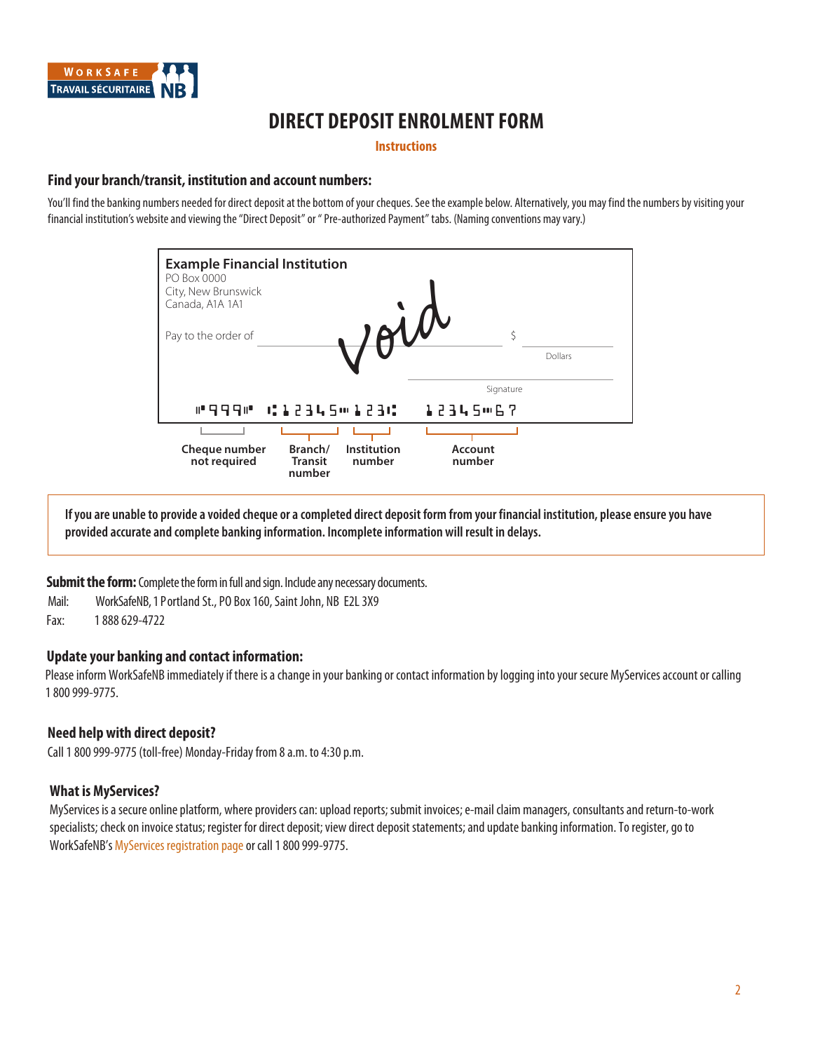WORKSAFE
TRAVAIL SÉCURITAIRE NB

# DIRECT DEPOSIT ENROLMENT FORM

**Instructions**

### Find your branch/transit, institution and account numbers:

You'll find the banking numbers needed for direct deposit at the bottom of your cheques. See the example below. Alternatively, you may find the numbers by visiting your financial institution's website and viewing the "Direct Deposit" or " Pre-authorized Payment" tabs. (Naming conventions may vary.)

Example Financial Institution
PO Box 0000
City, New Brunswick
Canada, A1A 1A1

Pay to the order of

Void

$

Dollars

Signature

⑈999⑈ ⑆12345⑉123⑆ 12345⑉67

Cheque number not required

Branch/ Transit number

Institution number

Account number

**If you are unable to provide a voided cheque or a completed direct deposit form from your financial institution, please ensure you have provided accurate and complete banking information. Incomplete information will result in delays.**

**Submit the form:** Complete the form in full and sign. Include any necessary documents.

Mail: WorkSafeNB, 1 Portland St., PO Box 160, Saint John, NB E2L 3X9

Fax: 1 888 629-4722

### Update your banking and contact information:

Please inform WorkSafeNB immediately if there is a change in your banking or contact information by logging into your secure MyServices account or calling 1 800 999-9775.

### Need help with direct deposit?

Call 1 800 999-9775 (toll-free) Monday-Friday from 8 a.m. to 4:30 p.m.

### What is MyServices?

MyServices is a secure online platform, where providers can: upload reports; submit invoices; e-mail claim managers, consultants and return-to-work specialists; check on invoice status; register for direct deposit; view direct deposit statements; and update banking information. To register, go to WorkSafeNB's MyServices registration page or call 1 800 999-9775.